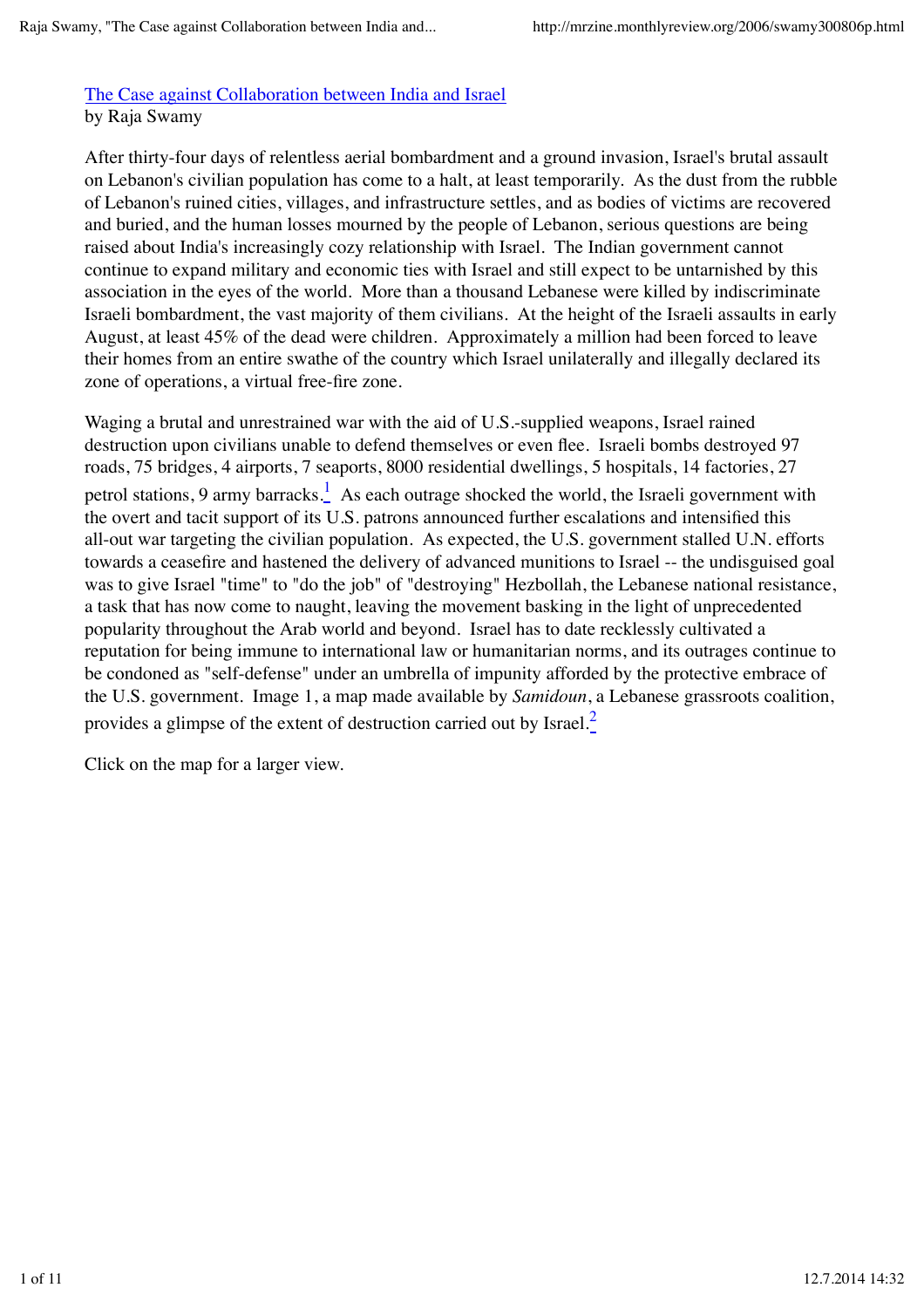[The Case against Collaboration between India and Israel](http://mrzine.monthlyreview.org/2006/swamy300806p.html)
by Raja Swamy

After thirty-four days of relentless aerial bombardment and a ground invasion, Israel's brutal assault on Lebanon's civilian population has come to a halt, at least temporarily. As the dust from the rubble of Lebanon's ruined cities, villages, and infrastructure settles, and as bodies of victims are recovered and buried, and the human losses mourned by the people of Lebanon, serious questions are being raised about India's increasingly cozy relationship with Israel. The Indian government cannot continue to expand military and economic ties with Israel and still expect to be untarnished by this association in the eyes of the world. More than a thousand Lebanese were killed by indiscriminate Israeli bombardment, the vast majority of them civilians. At the height of the Israeli assaults in early August, at least 45% of the dead were children. Approximately a million had been forced to leave their homes from an entire swathe of the country which Israel unilaterally and illegally declared its zone of operations, a virtual free-fire zone.

Waging a brutal and unrestrained war with the aid of U.S.-supplied weapons, Israel rained destruction upon civilians unable to defend themselves or even flee. Israeli bombs destroyed 97 roads, 75 bridges, 4 airports, 7 seaports, 8000 residential dwellings, 5 hospitals, 14 factories, 27 petrol stations, 9 army barracks.[1] As each outrage shocked the world, the Israeli government with the overt and tacit support of its U.S. patrons announced further escalations and intensified this all-out war targeting the civilian population. As expected, the U.S. government stalled U.N. efforts towards a ceasefire and hastened the delivery of advanced munitions to Israel -- the undisguised goal was to give Israel "time" to "do the job" of "destroying" Hezbollah, the Lebanese national resistance, a task that has now come to naught, leaving the movement basking in the light of unprecedented popularity throughout the Arab world and beyond. Israel has to date recklessly cultivated a reputation for being immune to international law or humanitarian norms, and its outrages continue to be condoned as "self-defense" under an umbrella of impunity afforded by the protective embrace of the U.S. government. Image 1, a map made available by *Samidoun*, a Lebanese grassroots coalition, provides a glimpse of the extent of destruction carried out by Israel.[2]

Click on the map for a larger view.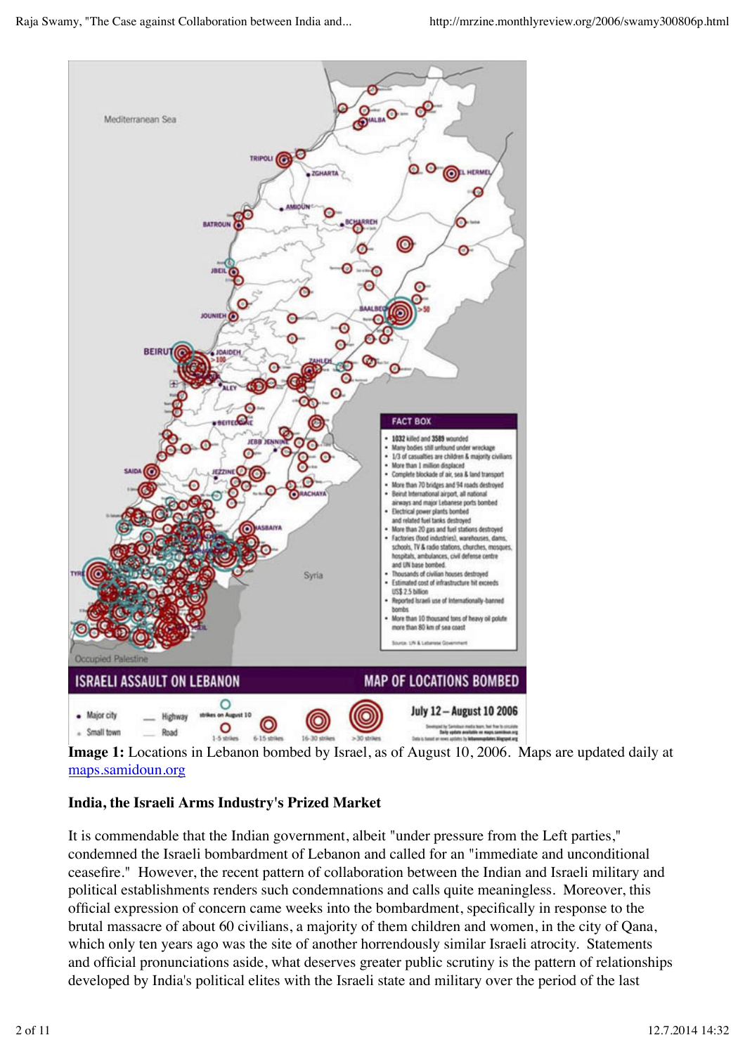**Image 1:** Locations in Lebanon bombed by Israel, as of August 10, 2006. Maps are updated daily at [maps.samidoun.org](http://maps.samidoun.org)

### India, the Israeli Arms Industry's Prized Market

It is commendable that the Indian government, albeit "under pressure from the Left parties," condemned the Israeli bombardment of Lebanon and called for an "immediate and unconditional ceasefire." However, the recent pattern of collaboration between the Indian and Israeli military and political establishments renders such condemnations and calls quite meaningless. Moreover, this official expression of concern came weeks into the bombardment, specifically in response to the brutal massacre of about 60 civilians, a majority of them children and women, in the city of Qana, which only ten years ago was the site of another horrendously similar Israeli atrocity. Statements and official pronunciations aside, what deserves greater public scrutiny is the pattern of relationships developed by India's political elites with the Israeli state and military over the period of the last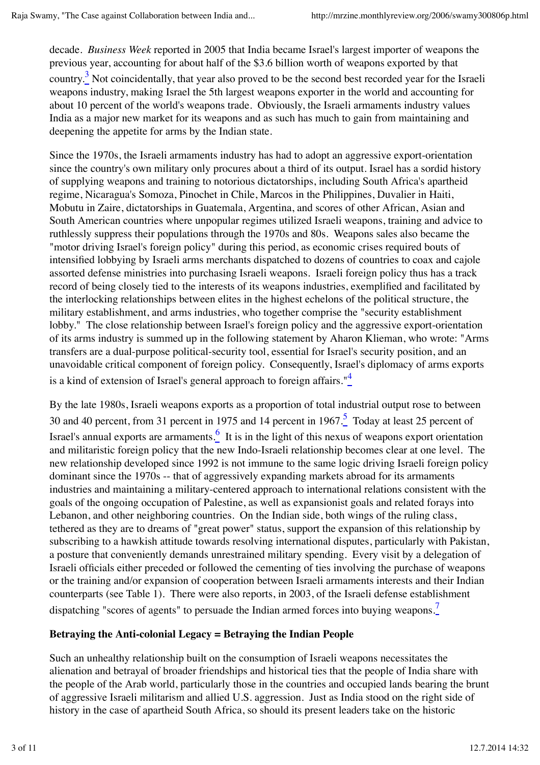decade. *Business Week* reported in 2005 that India became Israel's largest importer of weapons the previous year, accounting for about half of the $3.6 billion worth of weapons exported by that country.[3] Not coincidentally, that year also proved to be the second best recorded year for the Israeli weapons industry, making Israel the 5th largest weapons exporter in the world and accounting for about 10 percent of the world's weapons trade. Obviously, the Israeli armaments industry values India as a major new market for its weapons and as such has much to gain from maintaining and deepening the appetite for arms by the Indian state.

Since the 1970s, the Israeli armaments industry has had to adopt an aggressive export-orientation since the country's own military only procures about a third of its output. Israel has a sordid history of supplying weapons and training to notorious dictatorships, including South Africa's apartheid regime, Nicaragua's Somoza, Pinochet in Chile, Marcos in the Philippines, Duvalier in Haiti, Mobutu in Zaire, dictatorships in Guatemala, Argentina, and scores of other African, Asian and South American countries where unpopular regimes utilized Israeli weapons, training and advice to ruthlessly suppress their populations through the 1970s and 80s. Weapons sales also became the "motor driving Israel's foreign policy" during this period, as economic crises required bouts of intensified lobbying by Israeli arms merchants dispatched to dozens of countries to coax and cajole assorted defense ministries into purchasing Israeli weapons. Israeli foreign policy thus has a track record of being closely tied to the interests of its weapons industries, exemplified and facilitated by the interlocking relationships between elites in the highest echelons of the political structure, the military establishment, and arms industries, who together comprise the "security establishment lobby." The close relationship between Israel's foreign policy and the aggressive export-orientation of its arms industry is summed up in the following statement by Aharon Klieman, who wrote: "Arms transfers are a dual-purpose political-security tool, essential for Israel's security position, and an unavoidable critical component of foreign policy. Consequently, Israel's diplomacy of arms exports is a kind of extension of Israel's general approach to foreign affairs."[4]

By the late 1980s, Israeli weapons exports as a proportion of total industrial output rose to between 30 and 40 percent, from 31 percent in 1975 and 14 percent in 1967.[5] Today at least 25 percent of Israel's annual exports are armaments.[6] It is in the light of this nexus of weapons export orientation and militaristic foreign policy that the new Indo-Israeli relationship becomes clear at one level. The new relationship developed since 1992 is not immune to the same logic driving Israeli foreign policy dominant since the 1970s -- that of aggressively expanding markets abroad for its armaments industries and maintaining a military-centered approach to international relations consistent with the goals of the ongoing occupation of Palestine, as well as expansionist goals and related forays into Lebanon, and other neighboring countries. On the Indian side, both wings of the ruling class, tethered as they are to dreams of "great power" status, support the expansion of this relationship by subscribing to a hawkish attitude towards resolving international disputes, particularly with Pakistan, a posture that conveniently demands unrestrained military spending. Every visit by a delegation of Israeli officials either preceded or followed the cementing of ties involving the purchase of weapons or the training and/or expansion of cooperation between Israeli armaments interests and their Indian counterparts (see Table 1). There were also reports, in 2003, of the Israeli defense establishment dispatching "scores of agents" to persuade the Indian armed forces into buying weapons.[7]

**Betraying the Anti-colonial Legacy = Betraying the Indian People**

Such an unhealthy relationship built on the consumption of Israeli weapons necessitates the alienation and betrayal of broader friendships and historical ties that the people of India share with the people of the Arab world, particularly those in the countries and occupied lands bearing the brunt of aggressive Israeli militarism and allied U.S. aggression. Just as India stood on the right side of history in the case of apartheid South Africa, so should its present leaders take on the historic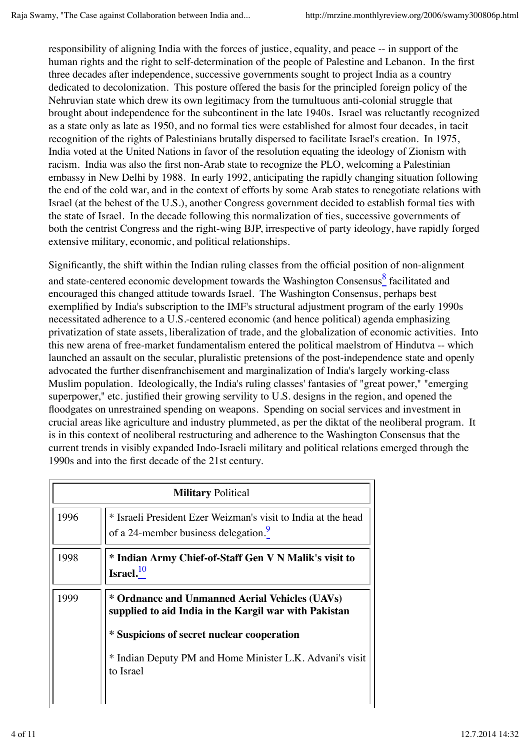responsibility of aligning India with the forces of justice, equality, and peace -- in support of the human rights and the right to self-determination of the people of Palestine and Lebanon. In the first three decades after independence, successive governments sought to project India as a country dedicated to decolonization. This posture offered the basis for the principled foreign policy of the Nehruvian state which drew its own legitimacy from the tumultuous anti-colonial struggle that brought about independence for the subcontinent in the late 1940s. Israel was reluctantly recognized as a state only as late as 1950, and no formal ties were established for almost four decades, in tacit recognition of the rights of Palestinians brutally dispersed to facilitate Israel's creation. In 1975, India voted at the United Nations in favor of the resolution equating the ideology of Zionism with racism. India was also the first non-Arab state to recognize the PLO, welcoming a Palestinian embassy in New Delhi by 1988. In early 1992, anticipating the rapidly changing situation following the end of the cold war, and in the context of efforts by some Arab states to renegotiate relations with Israel (at the behest of the U.S.), another Congress government decided to establish formal ties with the state of Israel. In the decade following this normalization of ties, successive governments of both the centrist Congress and the right-wing BJP, irrespective of party ideology, have rapidly forged extensive military, economic, and political relationships.

Significantly, the shift within the Indian ruling classes from the official position of non-alignment and state-centered economic development towards the Washington Consensus[8] facilitated and encouraged this changed attitude towards Israel. The Washington Consensus, perhaps best exemplified by India's subscription to the IMF's structural adjustment program of the early 1990s necessitated adherence to a U.S.-centered economic (and hence political) agenda emphasizing privatization of state assets, liberalization of trade, and the globalization of economic activities. Into this new arena of free-market fundamentalism entered the political maelstrom of Hindutva -- which launched an assault on the secular, pluralistic pretensions of the post-independence state and openly advocated the further disenfranchisement and marginalization of India's largely working-class Muslim population. Ideologically, the India's ruling classes' fantasies of "great power," "emerging superpower," etc. justified their growing servility to U.S. designs in the region, and opened the floodgates on unrestrained spending on weapons. Spending on social services and investment in crucial areas like agriculture and industry plummeted, as per the diktat of the neoliberal program. It is in this context of neoliberal restructuring and adherence to the Washington Consensus that the current trends in visibly expanded Indo-Israeli military and political relations emerged through the 1990s and into the first decade of the 21st century.

| **Military** Political | |
|---|---|
| 1996 | * Israeli President Ezer Weizman's visit to India at the head of a 24-member business delegation.[9] |
| 1998 | **\* Indian Army Chief-of-Staff Gen V N Malik's visit to Israel.**[10] |
| 1999 | **\* Ordnance and Unmanned Aerial Vehicles (UAVs) supplied to aid India in the Kargil war with Pakistan**<br><br>**\* Suspicions of secret nuclear cooperation**<br><br>* Indian Deputy PM and Home Minister L.K. Advani's visit to Israel |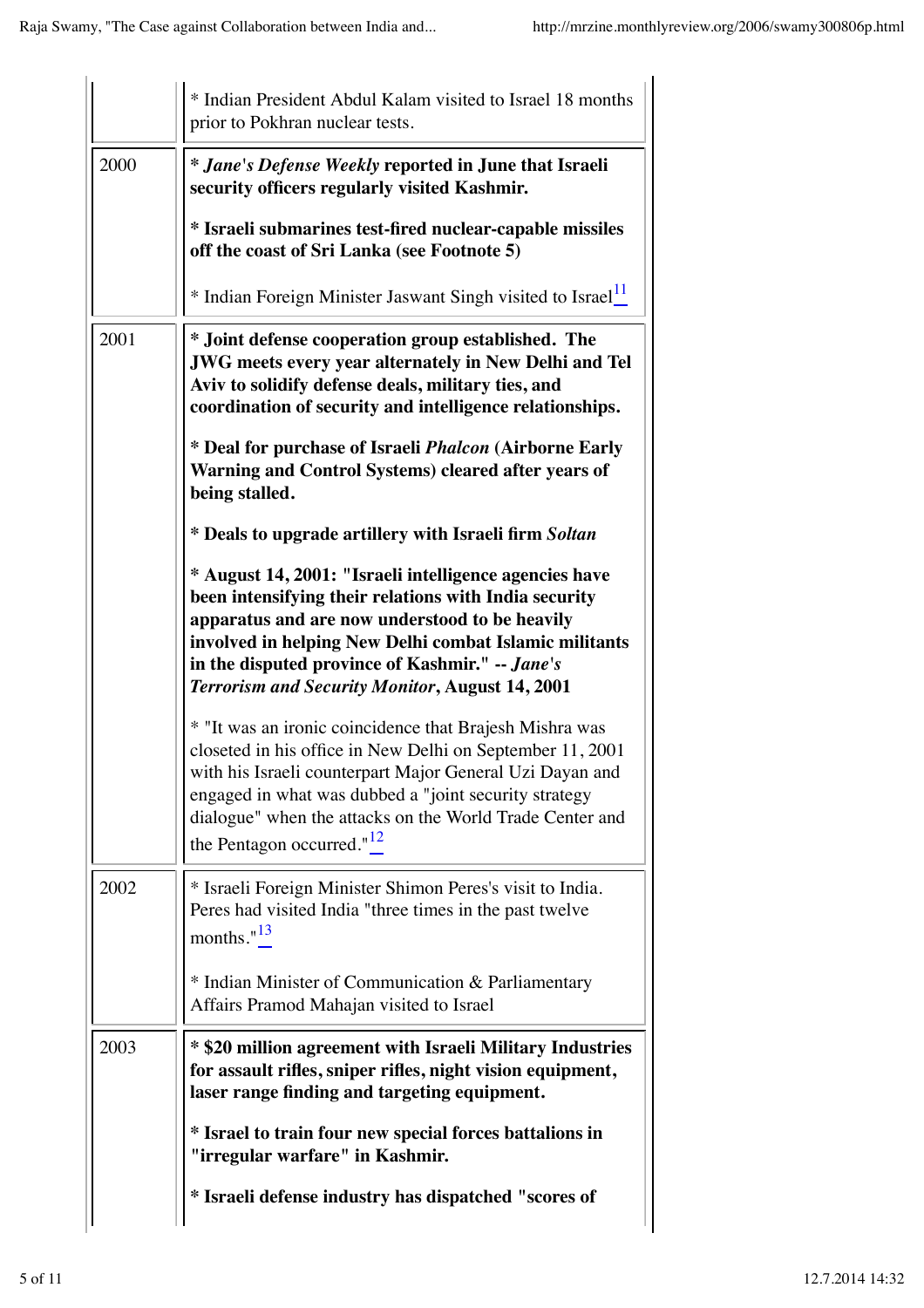| | |
|---|---|
| | * Indian President Abdul Kalam visited to Israel 18 months prior to Pokhran nuclear tests. |
| 2000 | **\* *Jane's Defense Weekly* reported in June that Israeli security officers regularly visited Kashmir.**<br><br>**\* Israeli submarines test-fired nuclear-capable missiles off the coast of Sri Lanka (see Footnote 5)**<br><br>* Indian Foreign Minister Jaswant Singh visited to Israel[11] |
| 2001 | **\* Joint defense cooperation group established. The JWG meets every year alternately in New Delhi and Tel Aviv to solidify defense deals, military ties, and coordination of security and intelligence relationships.**<br><br>**\* Deal for purchase of Israeli *Phalcon* (Airborne Early Warning and Control Systems) cleared after years of being stalled.**<br><br>**\* Deals to upgrade artillery with Israeli firm *Soltan***<br><br>**\* August 14, 2001: "Israeli intelligence agencies have been intensifying their relations with India security apparatus and are now understood to be heavily involved in helping New Delhi combat Islamic militants in the disputed province of Kashmir." -- *Jane's Terrorism and Security Monitor*, August 14, 2001**<br><br>* "It was an ironic coincidence that Brajesh Mishra was closeted in his office in New Delhi on September 11, 2001 with his Israeli counterpart Major General Uzi Dayan and engaged in what was dubbed a "joint security strategy dialogue" when the attacks on the World Trade Center and the Pentagon occurred."[12] |
| 2002 | * Israeli Foreign Minister Shimon Peres's visit to India. Peres had visited India "three times in the past twelve months."[13]<br><br>* Indian Minister of Communication & Parliamentary Affairs Pramod Mahajan visited to Israel |
| 2003 | **\* $20 million agreement with Israeli Military Industries for assault rifles, sniper rifles, night vision equipment, laser range finding and targeting equipment.**<br><br>**\* Israel to train four new special forces battalions in "irregular warfare" in Kashmir.**<br><br>**\* Israeli defense industry has dispatched "scores of** |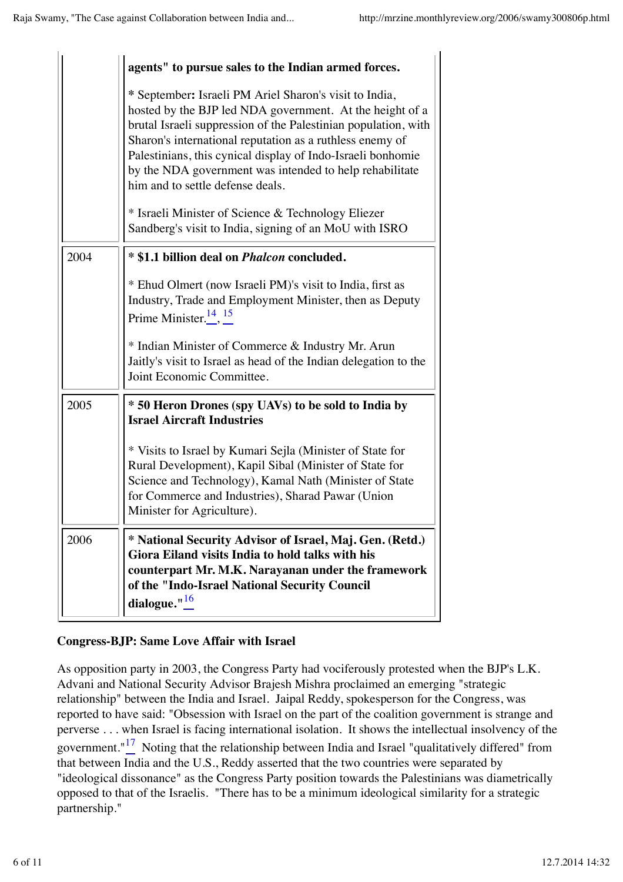| | |
|---|---|
| | **agents" to pursue sales to the Indian armed forces.** <br><br> * September**:** Israeli PM Ariel Sharon's visit to India, hosted by the BJP led NDA government. At the height of a brutal Israeli suppression of the Palestinian population, with Sharon's international reputation as a ruthless enemy of Palestinians, this cynical display of Indo-Israeli bonhomie by the NDA government was intended to help rehabilitate him and to settle defense deals. <br><br> * Israeli Minister of Science & Technology Eliezer Sandberg's visit to India, signing of an MoU with ISRO |
| 2004 | **\* $1.1 billion deal on *Phalcon* concluded.** <br><br> * Ehud Olmert (now Israeli PM)'s visit to India, first as Industry, Trade and Employment Minister, then as Deputy Prime Minister.[14], [15] <br><br> * Indian Minister of Commerce & Industry Mr. Arun Jaitly's visit to Israel as head of the Indian delegation to the Joint Economic Committee. |
| 2005 | **\* 50 Heron Drones (spy UAVs) to be sold to India by Israel Aircraft Industries** <br><br> * Visits to Israel by Kumari Sejla (Minister of State for Rural Development), Kapil Sibal (Minister of State for Science and Technology), Kamal Nath (Minister of State for Commerce and Industries), Sharad Pawar (Union Minister for Agriculture). |
| 2006 | **\* National Security Advisor of Israel, Maj. Gen. (Retd.) Giora Eiland visits India to hold talks with his counterpart Mr. M.K. Narayanan under the framework of the "Indo-Israel National Security Council dialogue."**[16] |

**Congress-BJP: Same Love Affair with Israel**

As opposition party in 2003, the Congress Party had vociferously protested when the BJP's L.K. Advani and National Security Advisor Brajesh Mishra proclaimed an emerging "strategic relationship" between the India and Israel. Jaipal Reddy, spokesperson for the Congress, was reported to have said: "Obsession with Israel on the part of the coalition government is strange and perverse . . . when Israel is facing international isolation. It shows the intellectual insolvency of the government."[17] Noting that the relationship between India and Israel "qualitatively differed" from that between India and the U.S., Reddy asserted that the two countries were separated by "ideological dissonance" as the Congress Party position towards the Palestinians was diametrically opposed to that of the Israelis. "There has to be a minimum ideological similarity for a strategic partnership."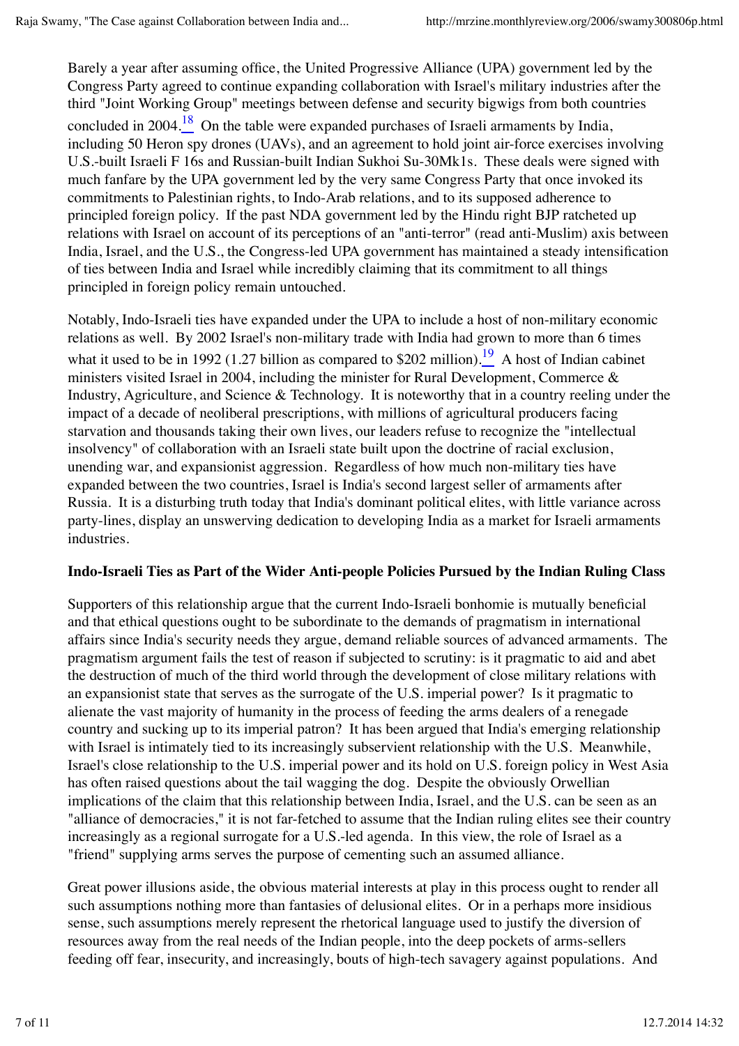Barely a year after assuming office, the United Progressive Alliance (UPA) government led by the Congress Party agreed to continue expanding collaboration with Israel's military industries after the third "Joint Working Group" meetings between defense and security bigwigs from both countries concluded in 2004.[18] On the table were expanded purchases of Israeli armaments by India, including 50 Heron spy drones (UAVs), and an agreement to hold joint air-force exercises involving U.S.-built Israeli F 16s and Russian-built Indian Sukhoi Su-30Mk1s. These deals were signed with much fanfare by the UPA government led by the very same Congress Party that once invoked its commitments to Palestinian rights, to Indo-Arab relations, and to its supposed adherence to principled foreign policy. If the past NDA government led by the Hindu right BJP ratcheted up relations with Israel on account of its perceptions of an "anti-terror" (read anti-Muslim) axis between India, Israel, and the U.S., the Congress-led UPA government has maintained a steady intensification of ties between India and Israel while incredibly claiming that its commitment to all things principled in foreign policy remain untouched.

Notably, Indo-Israeli ties have expanded under the UPA to include a host of non-military economic relations as well. By 2002 Israel's non-military trade with India had grown to more than 6 times what it used to be in 1992 (1.27 billion as compared to $202 million).[19] A host of Indian cabinet ministers visited Israel in 2004, including the minister for Rural Development, Commerce & Industry, Agriculture, and Science & Technology. It is noteworthy that in a country reeling under the impact of a decade of neoliberal prescriptions, with millions of agricultural producers facing starvation and thousands taking their own lives, our leaders refuse to recognize the "intellectual insolvency" of collaboration with an Israeli state built upon the doctrine of racial exclusion, unending war, and expansionist aggression. Regardless of how much non-military ties have expanded between the two countries, Israel is India's second largest seller of armaments after Russia. It is a disturbing truth today that India's dominant political elites, with little variance across party-lines, display an unswerving dedication to developing India as a market for Israeli armaments industries.

**Indo-Israeli Ties as Part of the Wider Anti-people Policies Pursued by the Indian Ruling Class**

Supporters of this relationship argue that the current Indo-Israeli bonhomie is mutually beneficial and that ethical questions ought to be subordinate to the demands of pragmatism in international affairs since India's security needs they argue, demand reliable sources of advanced armaments. The pragmatism argument fails the test of reason if subjected to scrutiny: is it pragmatic to aid and abet the destruction of much of the third world through the development of close military relations with an expansionist state that serves as the surrogate of the U.S. imperial power? Is it pragmatic to alienate the vast majority of humanity in the process of feeding the arms dealers of a renegade country and sucking up to its imperial patron? It has been argued that India's emerging relationship with Israel is intimately tied to its increasingly subservient relationship with the U.S. Meanwhile, Israel's close relationship to the U.S. imperial power and its hold on U.S. foreign policy in West Asia has often raised questions about the tail wagging the dog. Despite the obviously Orwellian implications of the claim that this relationship between India, Israel, and the U.S. can be seen as an "alliance of democracies," it is not far-fetched to assume that the Indian ruling elites see their country increasingly as a regional surrogate for a U.S.-led agenda. In this view, the role of Israel as a "friend" supplying arms serves the purpose of cementing such an assumed alliance.

Great power illusions aside, the obvious material interests at play in this process ought to render all such assumptions nothing more than fantasies of delusional elites. Or in a perhaps more insidious sense, such assumptions merely represent the rhetorical language used to justify the diversion of resources away from the real needs of the Indian people, into the deep pockets of arms-sellers feeding off fear, insecurity, and increasingly, bouts of high-tech savagery against populations. And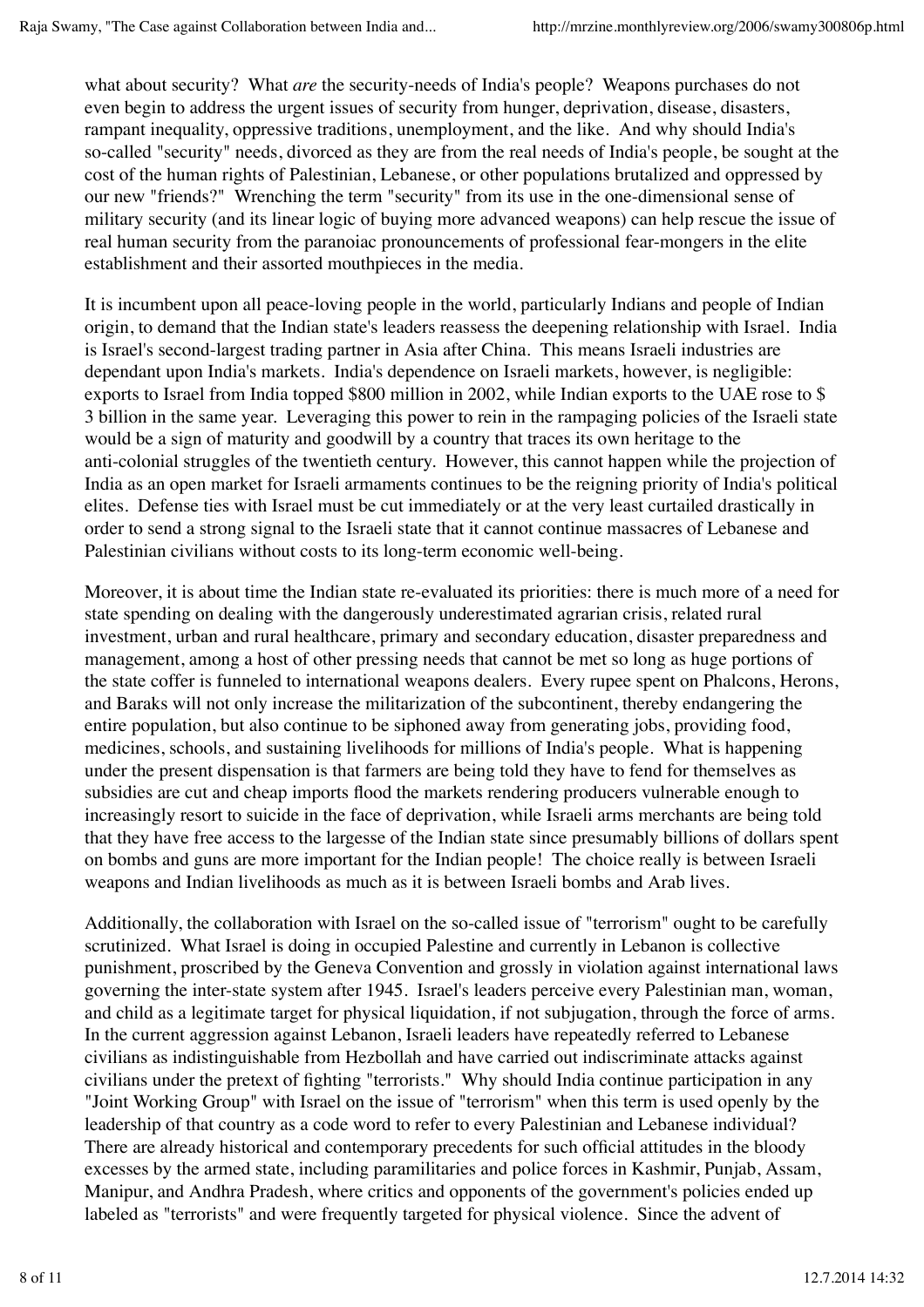what about security? What *are* the security-needs of India's people? Weapons purchases do not even begin to address the urgent issues of security from hunger, deprivation, disease, disasters, rampant inequality, oppressive traditions, unemployment, and the like. And why should India's so-called "security" needs, divorced as they are from the real needs of India's people, be sought at the cost of the human rights of Palestinian, Lebanese, or other populations brutalized and oppressed by our new "friends?" Wrenching the term "security" from its use in the one-dimensional sense of military security (and its linear logic of buying more advanced weapons) can help rescue the issue of real human security from the paranoiac pronouncements of professional fear-mongers in the elite establishment and their assorted mouthpieces in the media.

It is incumbent upon all peace-loving people in the world, particularly Indians and people of Indian origin, to demand that the Indian state's leaders reassess the deepening relationship with Israel. India is Israel's second-largest trading partner in Asia after China. This means Israeli industries are dependant upon India's markets. India's dependence on Israeli markets, however, is negligible: exports to Israel from India topped $800 million in 2002, while Indian exports to the UAE rose to $ 3 billion in the same year. Leveraging this power to rein in the rampaging policies of the Israeli state would be a sign of maturity and goodwill by a country that traces its own heritage to the anti-colonial struggles of the twentieth century. However, this cannot happen while the projection of India as an open market for Israeli armaments continues to be the reigning priority of India's political elites. Defense ties with Israel must be cut immediately or at the very least curtailed drastically in order to send a strong signal to the Israeli state that it cannot continue massacres of Lebanese and Palestinian civilians without costs to its long-term economic well-being.

Moreover, it is about time the Indian state re-evaluated its priorities: there is much more of a need for state spending on dealing with the dangerously underestimated agrarian crisis, related rural investment, urban and rural healthcare, primary and secondary education, disaster preparedness and management, among a host of other pressing needs that cannot be met so long as huge portions of the state coffer is funneled to international weapons dealers. Every rupee spent on Phalcons, Herons, and Baraks will not only increase the militarization of the subcontinent, thereby endangering the entire population, but also continue to be siphoned away from generating jobs, providing food, medicines, schools, and sustaining livelihoods for millions of India's people. What is happening under the present dispensation is that farmers are being told they have to fend for themselves as subsidies are cut and cheap imports flood the markets rendering producers vulnerable enough to increasingly resort to suicide in the face of deprivation, while Israeli arms merchants are being told that they have free access to the largesse of the Indian state since presumably billions of dollars spent on bombs and guns are more important for the Indian people! The choice really is between Israeli weapons and Indian livelihoods as much as it is between Israeli bombs and Arab lives.

Additionally, the collaboration with Israel on the so-called issue of "terrorism" ought to be carefully scrutinized. What Israel is doing in occupied Palestine and currently in Lebanon is collective punishment, proscribed by the Geneva Convention and grossly in violation against international laws governing the inter-state system after 1945. Israel's leaders perceive every Palestinian man, woman, and child as a legitimate target for physical liquidation, if not subjugation, through the force of arms. In the current aggression against Lebanon, Israeli leaders have repeatedly referred to Lebanese civilians as indistinguishable from Hezbollah and have carried out indiscriminate attacks against civilians under the pretext of fighting "terrorists." Why should India continue participation in any "Joint Working Group" with Israel on the issue of "terrorism" when this term is used openly by the leadership of that country as a code word to refer to every Palestinian and Lebanese individual? There are already historical and contemporary precedents for such official attitudes in the bloody excesses by the armed state, including paramilitaries and police forces in Kashmir, Punjab, Assam, Manipur, and Andhra Pradesh, where critics and opponents of the government's policies ended up labeled as "terrorists" and were frequently targeted for physical violence. Since the advent of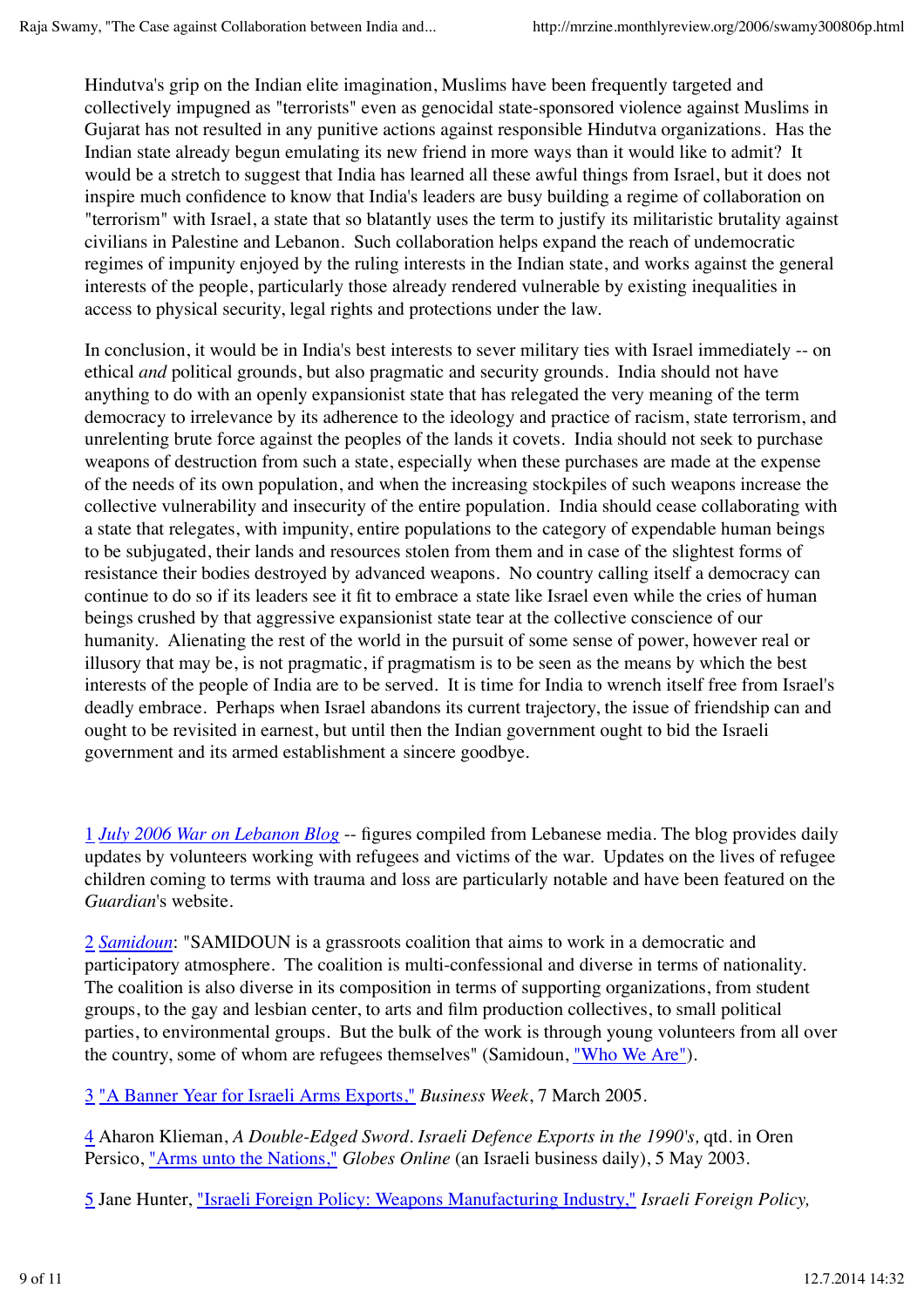Hindutva's grip on the Indian elite imagination, Muslims have been frequently targeted and collectively impugned as "terrorists" even as genocidal state-sponsored violence against Muslims in Gujarat has not resulted in any punitive actions against responsible Hindutva organizations. Has the Indian state already begun emulating its new friend in more ways than it would like to admit? It would be a stretch to suggest that India has learned all these awful things from Israel, but it does not inspire much confidence to know that India's leaders are busy building a regime of collaboration on "terrorism" with Israel, a state that so blatantly uses the term to justify its militaristic brutality against civilians in Palestine and Lebanon. Such collaboration helps expand the reach of undemocratic regimes of impunity enjoyed by the ruling interests in the Indian state, and works against the general interests of the people, particularly those already rendered vulnerable by existing inequalities in access to physical security, legal rights and protections under the law.

In conclusion, it would be in India's best interests to sever military ties with Israel immediately -- on ethical *and* political grounds, but also pragmatic and security grounds. India should not have anything to do with an openly expansionist state that has relegated the very meaning of the term democracy to irrelevance by its adherence to the ideology and practice of racism, state terrorism, and unrelenting brute force against the peoples of the lands it covets. India should not seek to purchase weapons of destruction from such a state, especially when these purchases are made at the expense of the needs of its own population, and when the increasing stockpiles of such weapons increase the collective vulnerability and insecurity of the entire population. India should cease collaborating with a state that relegates, with impunity, entire populations to the category of expendable human beings to be subjugated, their lands and resources stolen from them and in case of the slightest forms of resistance their bodies destroyed by advanced weapons. No country calling itself a democracy can continue to do so if its leaders see it fit to embrace a state like Israel even while the cries of human beings crushed by that aggressive expansionist state tear at the collective conscience of our humanity. Alienating the rest of the world in the pursuit of some sense of power, however real or illusory that may be, is not pragmatic, if pragmatism is to be seen as the means by which the best interests of the people of India are to be served. It is time for India to wrench itself free from Israel's deadly embrace. Perhaps when Israel abandons its current trajectory, the issue of friendship can and ought to be revisited in earnest, but until then the Indian government ought to bid the Israeli government and its armed establishment a sincere goodbye.

1 *July 2006 War on Lebanon Blog* -- figures compiled from Lebanese media. The blog provides daily updates by volunteers working with refugees and victims of the war. Updates on the lives of refugee children coming to terms with trauma and loss are particularly notable and have been featured on the *Guardian*'s website.

2 *Samidoun*: "SAMIDOUN is a grassroots coalition that aims to work in a democratic and participatory atmosphere. The coalition is multi-confessional and diverse in terms of nationality. The coalition is also diverse in its composition in terms of supporting organizations, from student groups, to the gay and lesbian center, to arts and film production collectives, to small political parties, to environmental groups. But the bulk of the work is through young volunteers from all over the country, some of whom are refugees themselves" (Samidoun, "Who We Are").

3 "A Banner Year for Israeli Arms Exports," *Business Week*, 7 March 2005.

4 Aharon Klieman, *A Double-Edged Sword. Israeli Defence Exports in the 1990's,* qtd. in Oren Persico, "Arms unto the Nations," *Globes Online* (an Israeli business daily), 5 May 2003.

5 Jane Hunter, "Israeli Foreign Policy: Weapons Manufacturing Industry," *Israeli Foreign Policy,*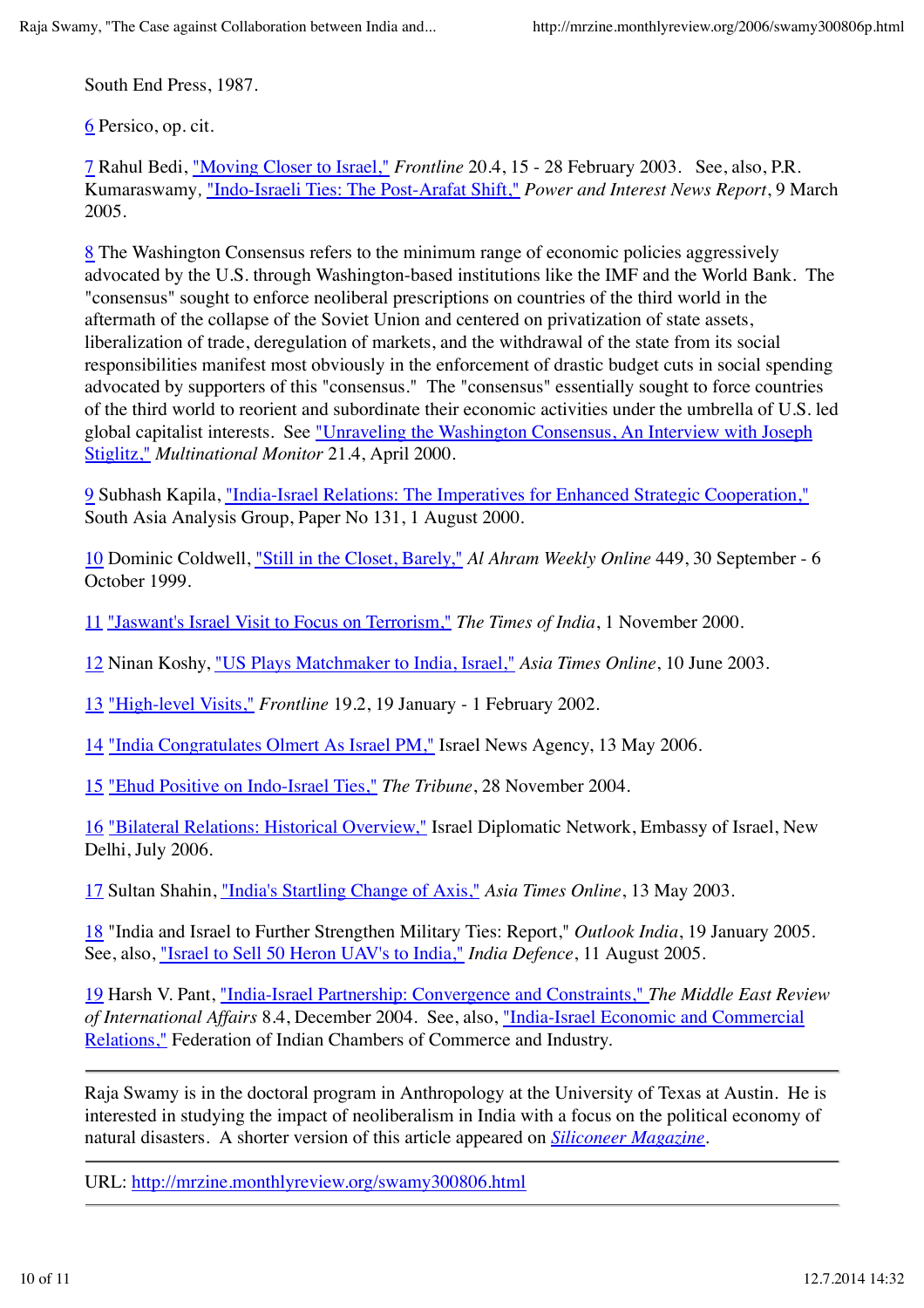South End Press, 1987.

6 Persico, op. cit.

7 Rahul Bedi, "Moving Closer to Israel," *Frontline* 20.4, 15 - 28 February 2003. See, also, P.R. Kumaraswamy, "Indo-Israeli Ties: The Post-Arafat Shift," *Power and Interest News Report*, 9 March 2005.

8 The Washington Consensus refers to the minimum range of economic policies aggressively advocated by the U.S. through Washington-based institutions like the IMF and the World Bank. The "consensus" sought to enforce neoliberal prescriptions on countries of the third world in the aftermath of the collapse of the Soviet Union and centered on privatization of state assets, liberalization of trade, deregulation of markets, and the withdrawal of the state from its social responsibilities manifest most obviously in the enforcement of drastic budget cuts in social spending advocated by supporters of this "consensus." The "consensus" essentially sought to force countries of the third world to reorient and subordinate their economic activities under the umbrella of U.S. led global capitalist interests. See "Unraveling the Washington Consensus, An Interview with Joseph Stiglitz," *Multinational Monitor* 21.4, April 2000.

9 Subhash Kapila, "India-Israel Relations: The Imperatives for Enhanced Strategic Cooperation," South Asia Analysis Group, Paper No 131, 1 August 2000.

10 Dominic Coldwell, "Still in the Closet, Barely," *Al Ahram Weekly Online* 449, 30 September - 6 October 1999.

11 "Jaswant's Israel Visit to Focus on Terrorism," *The Times of India*, 1 November 2000.

12 Ninan Koshy, "US Plays Matchmaker to India, Israel," *Asia Times Online*, 10 June 2003.

13 "High-level Visits," *Frontline* 19.2, 19 January - 1 February 2002.

14 "India Congratulates Olmert As Israel PM," Israel News Agency, 13 May 2006.

15 "Ehud Positive on Indo-Israel Ties," *The Tribune*, 28 November 2004.

16 "Bilateral Relations: Historical Overview," Israel Diplomatic Network, Embassy of Israel, New Delhi, July 2006.

17 Sultan Shahin, "India's Startling Change of Axis," *Asia Times Online*, 13 May 2003.

18 "India and Israel to Further Strengthen Military Ties: Report," *Outlook India*, 19 January 2005. See, also, "Israel to Sell 50 Heron UAV's to India," *India Defence*, 11 August 2005.

19 Harsh V. Pant, "India-Israel Partnership: Convergence and Constraints," *The Middle East Review of International Affairs* 8.4, December 2004. See, also, "India-Israel Economic and Commercial Relations," Federation of Indian Chambers of Commerce and Industry.

---

Raja Swamy is in the doctoral program in Anthropology at the University of Texas at Austin. He is interested in studying the impact of neoliberalism in India with a focus on the political economy of natural disasters. A shorter version of this article appeared on *Siliconeer Magazine*.

---

URL: http://mrzine.monthlyreview.org/swamy300806.html

---